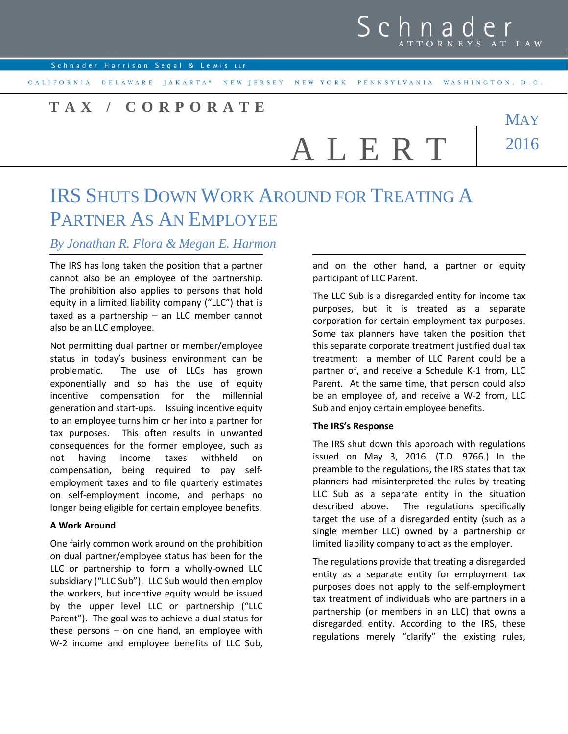Schnader ATTORNEYS AT LAW

Schnader Harrison Segal & Lewis LLP

CALIFORNIA DELAWARE JAKARTA* NEW JERSEY NEW YORK PENNSYLVANIA WASHINGTON, D.C.

**TAX / CORPORATE**

ALERT

MAY 2016

# IRS Shuts Down Work Around for Treating a Partner as an Employee

*By Jonathan R. Flora & Megan E. Harmon*

The IRS has long taken the position that a partner cannot also be an employee of the partnership. The prohibition also applies to persons that hold equity in a limited liability company ("LLC") that is taxed as a partnership – an LLC member cannot also be an LLC employee.

Not permitting dual partner or member/employee status in today's business environment can be problematic. The use of LLCs has grown exponentially and so has the use of equity incentive compensation for the millennial generation and start-ups. Issuing incentive equity to an employee turns him or her into a partner for tax purposes. This often results in unwanted consequences for the former employee, such as not having income taxes withheld on compensation, being required to pay self-employment taxes and to file quarterly estimates on self-employment income, and perhaps no longer being eligible for certain employee benefits.

**A Work Around**

One fairly common work around on the prohibition on dual partner/employee status has been for the LLC or partnership to form a wholly-owned LLC subsidiary ("LLC Sub"). LLC Sub would then employ the workers, but incentive equity would be issued by the upper level LLC or partnership ("LLC Parent"). The goal was to achieve a dual status for these persons – on one hand, an employee with W-2 income and employee benefits of LLC Sub, and on the other hand, a partner or equity participant of LLC Parent.

The LLC Sub is a disregarded entity for income tax purposes, but it is treated as a separate corporation for certain employment tax purposes. Some tax planners have taken the position that this separate corporate treatment justified dual tax treatment: a member of LLC Parent could be a partner of, and receive a Schedule K-1 from, LLC Parent. At the same time, that person could also be an employee of, and receive a W-2 from, LLC Sub and enjoy certain employee benefits.

**The IRS's Response**

The IRS shut down this approach with regulations issued on May 3, 2016. (T.D. 9766.) In the preamble to the regulations, the IRS states that tax planners had misinterpreted the rules by treating LLC Sub as a separate entity in the situation described above. The regulations specifically target the use of a disregarded entity (such as a single member LLC) owned by a partnership or limited liability company to act as the employer.

The regulations provide that treating a disregarded entity as a separate entity for employment tax purposes does not apply to the self-employment tax treatment of individuals who are partners in a partnership (or members in an LLC) that owns a disregarded entity. According to the IRS, these regulations merely "clarify" the existing rules,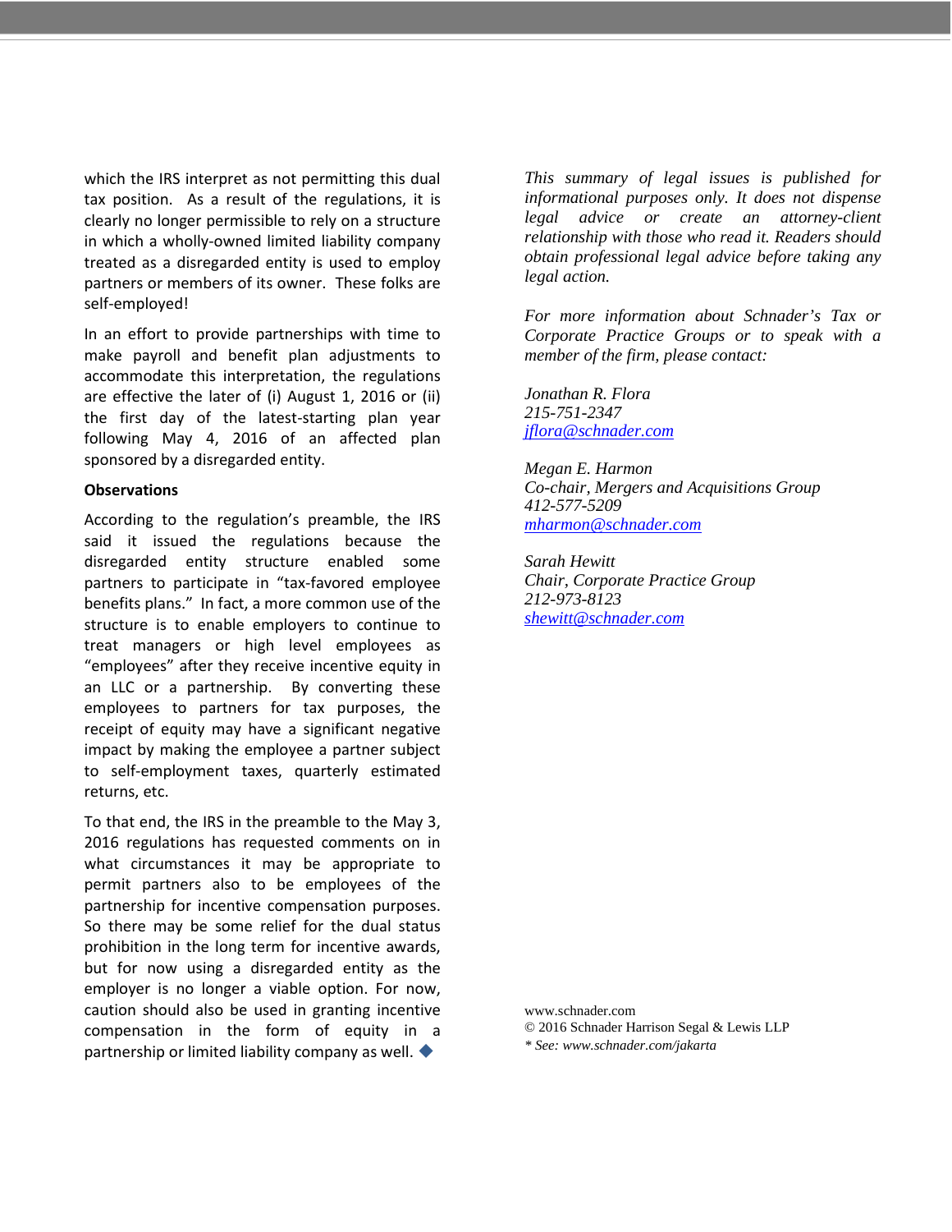which the IRS interpret as not permitting this dual tax position. As a result of the regulations, it is clearly no longer permissible to rely on a structure in which a wholly-owned limited liability company treated as a disregarded entity is used to employ partners or members of its owner. These folks are self-employed!

In an effort to provide partnerships with time to make payroll and benefit plan adjustments to accommodate this interpretation, the regulations are effective the later of (i) August 1, 2016 or (ii) the first day of the latest-starting plan year following May 4, 2016 of an affected plan sponsored by a disregarded entity.

**Observations**

According to the regulation's preamble, the IRS said it issued the regulations because the disregarded entity structure enabled some partners to participate in "tax-favored employee benefits plans." In fact, a more common use of the structure is to enable employers to continue to treat managers or high level employees as "employees" after they receive incentive equity in an LLC or a partnership. By converting these employees to partners for tax purposes, the receipt of equity may have a significant negative impact by making the employee a partner subject to self-employment taxes, quarterly estimated returns, etc.

To that end, the IRS in the preamble to the May 3, 2016 regulations has requested comments on in what circumstances it may be appropriate to permit partners also to be employees of the partnership for incentive compensation purposes. So there may be some relief for the dual status prohibition in the long term for incentive awards, but for now using a disregarded entity as the employer is no longer a viable option. For now, caution should also be used in granting incentive compensation in the form of equity in a partnership or limited liability company as well. ◆

*This summary of legal issues is published for informational purposes only. It does not dispense legal advice or create an attorney-client relationship with those who read it. Readers should obtain professional legal advice before taking any legal action.*

*For more information about Schnader's Tax or Corporate Practice Groups or to speak with a member of the firm, please contact:*

*Jonathan R. Flora*
*215-751-2347*
*jflora@schnader.com*

*Megan E. Harmon*
*Co-chair, Mergers and Acquisitions Group*
*412-577-5209*
*mharmon@schnader.com*

*Sarah Hewitt*
*Chair, Corporate Practice Group*
*212-973-8123*
*shewitt@schnader.com*

www.schnader.com
© 2016 Schnader Harrison Segal & Lewis LLP
*\* See: www.schnader.com/jakarta*